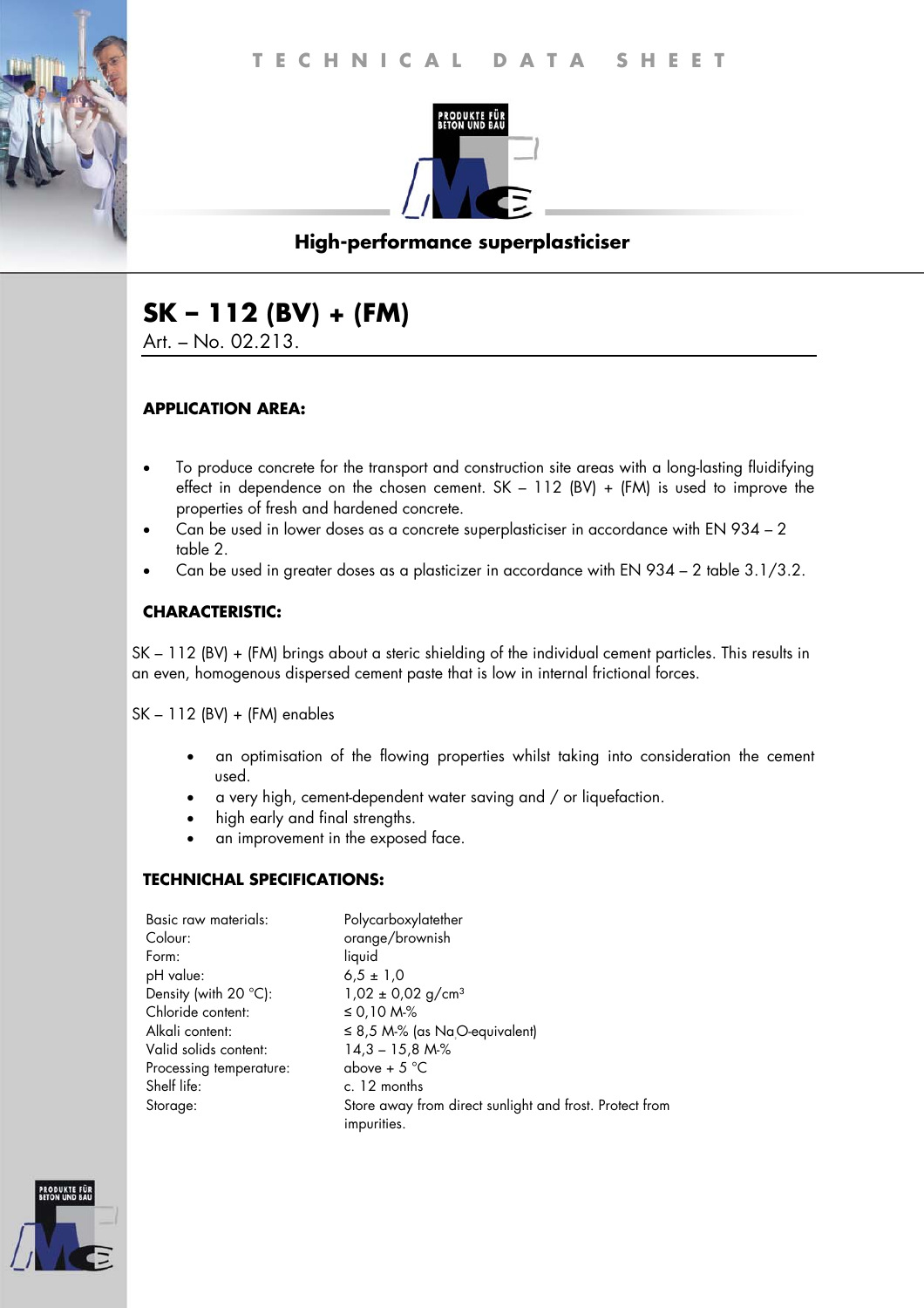TECHNICAL DATA SHEET

PRODUKTE FÜR BETON UND BAU

**High-performance superplasticiser**

# SK – 112 (BV) + (FM)

Art. – No. 02.213.

### APPLICATION AREA:

- To produce concrete for the transport and construction site areas with a long-lasting fluidifying effect in dependence on the chosen cement. SK – 112 (BV) + (FM) is used to improve the properties of fresh and hardened concrete.
- Can be used in lower doses as a concrete superplasticiser in accordance with EN 934 – 2 table 2.
- Can be used in greater doses as a plasticizer in accordance with EN 934 – 2 table 3.1/3.2.

### CHARACTERISTIC:

SK – 112 (BV) + (FM) brings about a steric shielding of the individual cement particles. This results in an even, homogenous dispersed cement paste that is low in internal frictional forces.

SK – 112 (BV) + (FM) enables

- an optimisation of the flowing properties whilst taking into consideration the cement used.
- a very high, cement-dependent water saving and / or liquefaction.
- high early and final strengths.
- an improvement in the exposed face.

### TECHNICHAL SPECIFICATIONS:

| | |
|---|---|
| Basic raw materials: | Polycarboxylatether |
| Colour: | orange/brownish |
| Form: | liquid |
| pH value: | 6,5 ± 1,0 |
| Density (with 20 °C): | 1,02 ± 0,02 g/cm³ |
| Chloride content: | ≤ 0,10 M-% |
| Alkali content: | ≤ 8,5 M-% (as $Na_2O$-equivalent) |
| Valid solids content: | 14,3 – 15,8 M-% |
| Processing temperature: | above + 5 °C |
| Shelf life: | c. 12 months |
| Storage: | Store away from direct sunlight and frost. Protect from impurities. |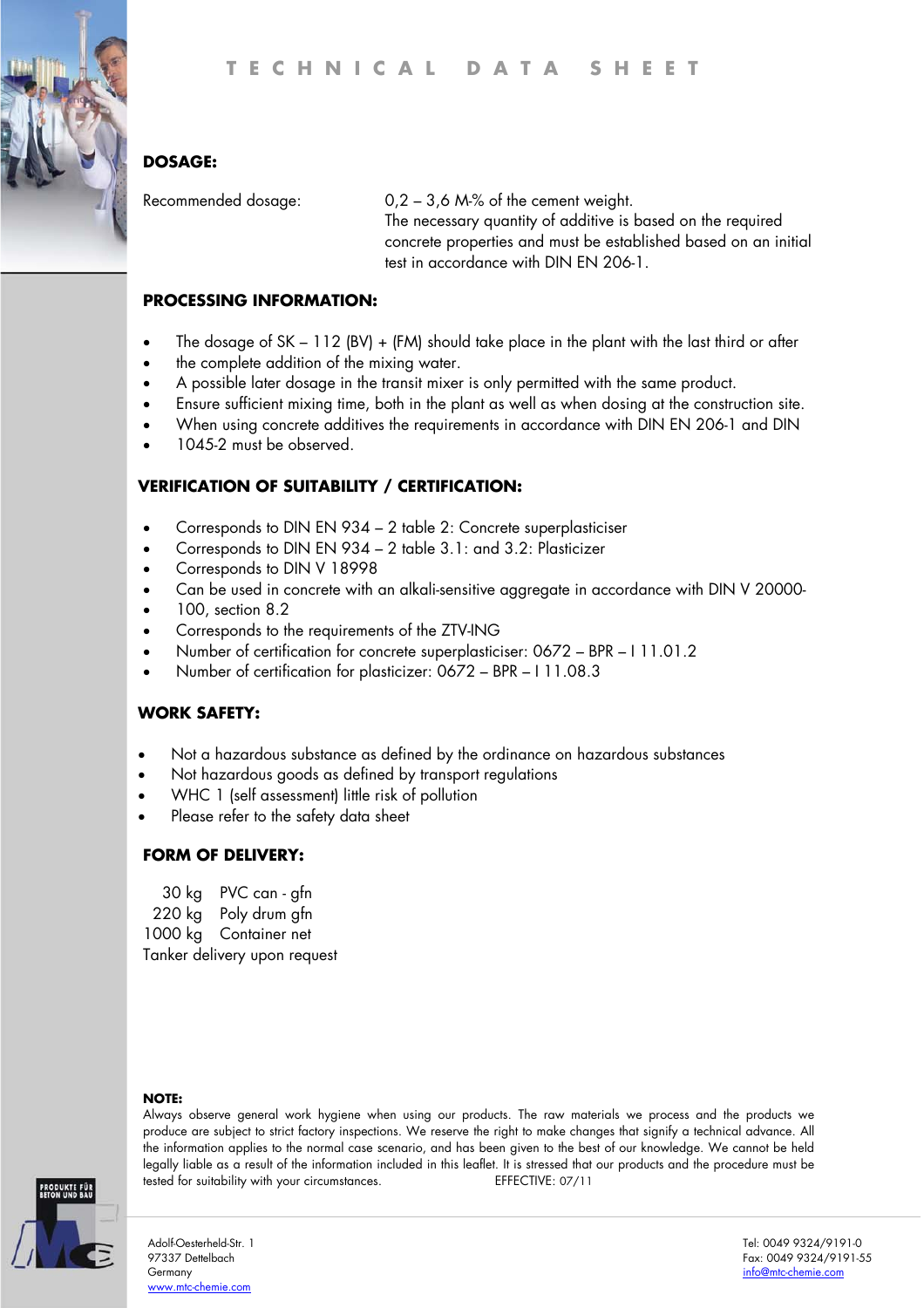# TECHNICAL DATA SHEET

## DOSAGE:

| | |
|---|---|
| Recommended dosage: | 0,2 – 3,6 M-% of the cement weight. The necessary quantity of additive is based on the required concrete properties and must be established based on an initial test in accordance with DIN EN 206-1. |

## PROCESSING INFORMATION:

- The dosage of SK – 112 (BV) + (FM) should take place in the plant with the last third or after
- the complete addition of the mixing water.
- A possible later dosage in the transit mixer is only permitted with the same product.
- Ensure sufficient mixing time, both in the plant as well as when dosing at the construction site.
- When using concrete additives the requirements in accordance with DIN EN 206-1 and DIN
- 1045-2 must be observed.

## VERIFICATION OF SUITABILITY / CERTIFICATION:

- Corresponds to DIN EN 934 – 2 table 2: Concrete superplasticiser
- Corresponds to DIN EN 934 – 2 table 3.1: and 3.2: Plasticizer
- Corresponds to DIN V 18998
- Can be used in concrete with an alkali-sensitive aggregate in accordance with DIN V 20000-
- 100, section 8.2
- Corresponds to the requirements of the ZTV-ING
- Number of certification for concrete superplasticiser: 0672 – BPR – I 11.01.2
- Number of certification for plasticizer: 0672 – BPR – I 11.08.3

## WORK SAFETY:

- Not a hazardous substance as defined by the ordinance on hazardous substances
- Not hazardous goods as defined by transport regulations
- WHC 1 (self assessment) little risk of pollution
- Please refer to the safety data sheet

## FORM OF DELIVERY:

30 kg PVC can - gfn
220 kg Poly drum gfn
1000 kg Container net
Tanker delivery upon request

**NOTE:**
Always observe general work hygiene when using our products. The raw materials we process and the products we produce are subject to strict factory inspections. We reserve the right to make changes that signify a technical advance. All the information applies to the normal case scenario, and has been given to the best of our knowledge. We cannot be held legally liable as a result of the information included in this leaflet. It is stressed that our products and the procedure must be tested for suitability with your circumstances. EFFECTIVE: 07/11

PRODUKTE FÜR BETON UND BAU

Adolf-Oesterheld-Str. 1
97337 Dettelbach
Germany
www.mtc-chemie.com

Tel: 0049 9324/9191-0
Fax: 0049 9324/9191-55
info@mtc-chemie.com